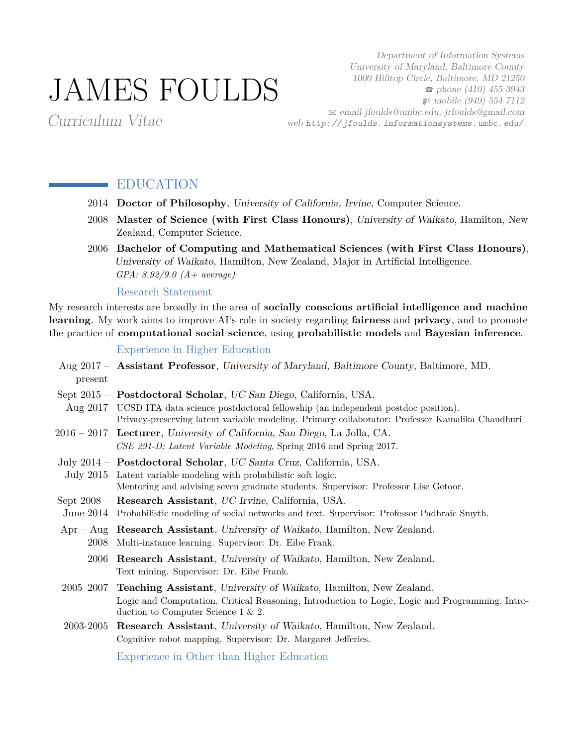# JAMES FOULDS

*Curriculum Vitae*

*Department of Information Systems*
*University of Maryland, Baltimore County*
*1000 Hilltop Circle, Baltimore, MD 21250*
☎ *phone (410) 455 3943*
*mobile (949) 554 7112*
✉ *email jfoulds@umbc.edu, jrfoulds@gmail.com*
*web* `http://jfoulds.informationsystems.umbc.edu/`

## EDUCATION

2014 **Doctor of Philosophy**, *University of California, Irvine*, Computer Science.

2008 **Master of Science (with First Class Honours)**, *University of Waikato*, Hamilton, New Zealand, Computer Science.

2006 **Bachelor of Computing and Mathematical Sciences (with First Class Honours)**, *University of Waikato*, Hamilton, New Zealand, Major in Artificial Intelligence.
*GPA: 8.92/9.0 (A+ average)*

### Research Statement

My research interests are broadly in the area of **socially conscious artificial intelligence and machine learning**. My work aims to improve AI's role in society regarding **fairness** and **privacy**, and to promote the practice of **computational social science**, using **probabilistic models** and **Bayesian inference**.

### Experience in Higher Education

Aug 2017 – present **Assistant Professor**, *University of Maryland, Baltimore County*, Baltimore, MD.

Sept 2015 – Aug 2017 **Postdoctoral Scholar**, *UC San Diego*, California, USA.
UCSD ITA data science postdoctoral fellowship (an independent postdoc position).
Privacy-preserving latent variable modeling. Primary collaborator: Professor Kamalika Chaudhuri

2016 – 2017 **Lecturer**, *University of California, San Diego*, La Jolla, CA.
*CSE 291-D: Latent Variable Modeling*, Spring 2016 and Spring 2017.

July 2014 – July 2015 **Postdoctoral Scholar**, *UC Santa Cruz*, California, USA.
Latent variable modeling with probabilistic soft logic.
Mentoring and advising seven graduate students. Supervisor: Professor Lise Getoor.

Sept 2008 – June 2014 **Research Assistant**, *UC Irvine*, California, USA.
Probabilistic modeling of social networks and text. Supervisor: Professor Padhraic Smyth.

Apr – Aug 2008 **Research Assistant**, *University of Waikato*, Hamilton, New Zealand.
Multi-instance learning. Supervisor: Dr. Eibe Frank.

2006 **Research Assistant**, *University of Waikato*, Hamilton, New Zealand.
Text mining. Supervisor: Dr. Eibe Frank.

2005–2007 **Teaching Assistant**, *University of Waikato*, Hamilton, New Zealand.
Logic and Computation, Critical Reasoning, Introduction to Logic, Logic and Programming, Introduction to Computer Science 1 & 2.

2003-2005 **Research Assistant**, *University of Waikato*, Hamilton, New Zealand.
Cognitive robot mapping. Supervisor: Dr. Margaret Jefferies.

### Experience in Other than Higher Education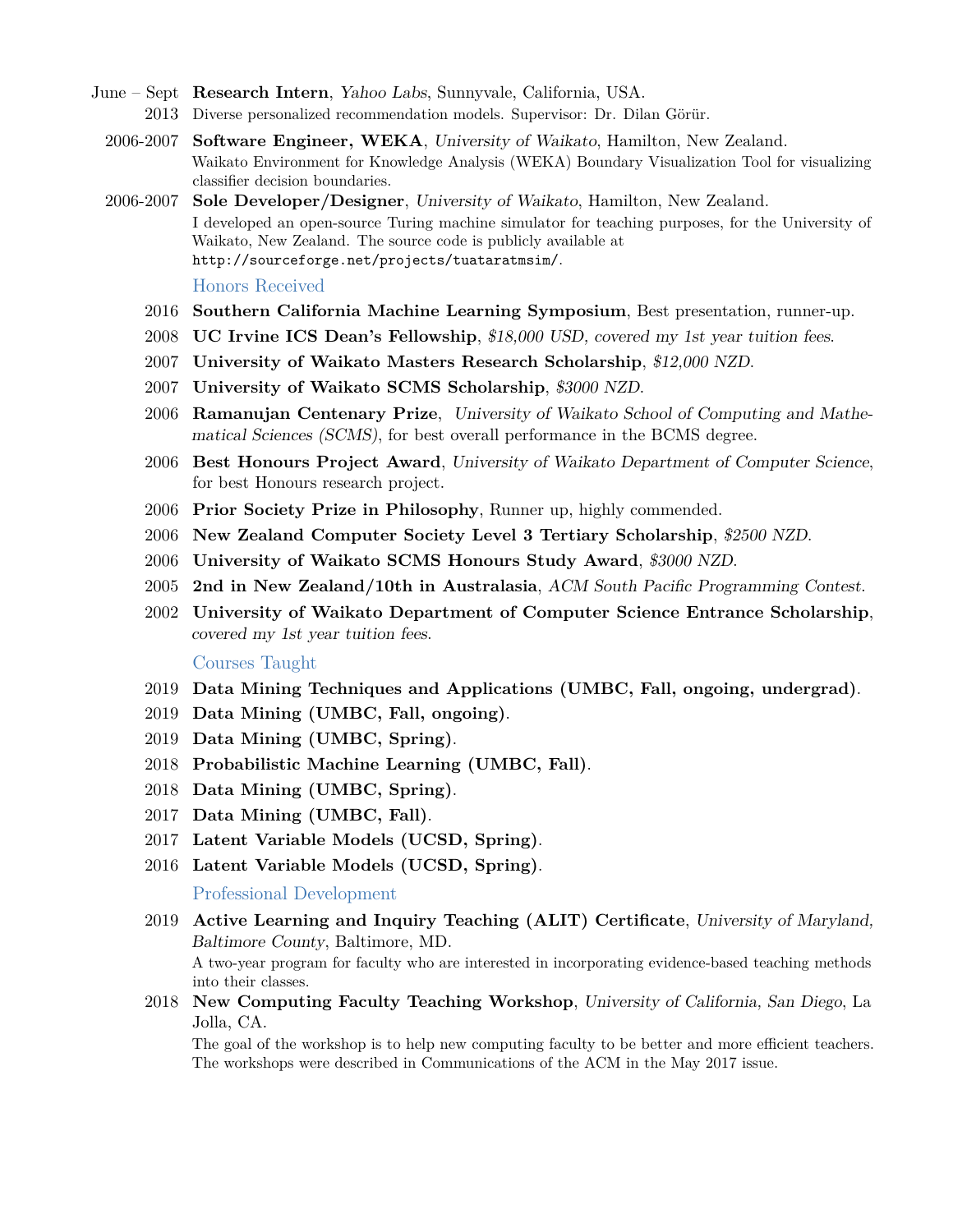**June – Sept 2013** **Research Intern**, *Yahoo Labs*, Sunnyvale, California, USA.
Diverse personalized recommendation models. Supervisor: Dr. Dilan Görür.

**2006-2007** **Software Engineer, WEKA**, *University of Waikato*, Hamilton, New Zealand.
Waikato Environment for Knowledge Analysis (WEKA) Boundary Visualization Tool for visualizing classifier decision boundaries.

**2006-2007** **Sole Developer/Designer**, *University of Waikato*, Hamilton, New Zealand.
I developed an open-source Turing machine simulator for teaching purposes, for the University of Waikato, New Zealand. The source code is publicly available at `http://sourceforge.net/projects/tuataratmsim/`.

## Honors Received

- 2016 **Southern California Machine Learning Symposium**, Best presentation, runner-up.
- 2008 **UC Irvine ICS Dean's Fellowship**, *$18,000 USD, covered my 1st year tuition fees.*
- 2007 **University of Waikato Masters Research Scholarship**, *$12,000 NZD.*
- 2007 **University of Waikato SCMS Scholarship**, *$3000 NZD.*
- 2006 **Ramanujan Centenary Prize**, *University of Waikato School of Computing and Mathematical Sciences (SCMS)*, for best overall performance in the BCMS degree.
- 2006 **Best Honours Project Award**, *University of Waikato Department of Computer Science*, for best Honours research project.
- 2006 **Prior Society Prize in Philosophy**, Runner up, highly commended.
- 2006 **New Zealand Computer Society Level 3 Tertiary Scholarship**, *$2500 NZD.*
- 2006 **University of Waikato SCMS Honours Study Award**, *$3000 NZD.*
- 2005 **2nd in New Zealand/10th in Australasia**, *ACM South Pacific Programming Contest.*
- 2002 **University of Waikato Department of Computer Science Entrance Scholarship**, *covered my 1st year tuition fees.*

## Courses Taught

- 2019 **Data Mining Techniques and Applications (UMBC, Fall, ongoing, undergrad)**.
- 2019 **Data Mining (UMBC, Fall, ongoing)**.
- 2019 **Data Mining (UMBC, Spring)**.
- 2018 **Probabilistic Machine Learning (UMBC, Fall)**.
- 2018 **Data Mining (UMBC, Spring)**.
- 2017 **Data Mining (UMBC, Fall)**.
- 2017 **Latent Variable Models (UCSD, Spring)**.
- 2016 **Latent Variable Models (UCSD, Spring)**.

## Professional Development

**2019** **Active Learning and Inquiry Teaching (ALIT) Certificate**, *University of Maryland, Baltimore County*, Baltimore, MD.
A two-year program for faculty who are interested in incorporating evidence-based teaching methods into their classes.

**2018** **New Computing Faculty Teaching Workshop**, *University of California, San Diego*, La Jolla, CA.
The goal of the workshop is to help new computing faculty to be better and more efficient teachers. The workshops were described in Communications of the ACM in the May 2017 issue.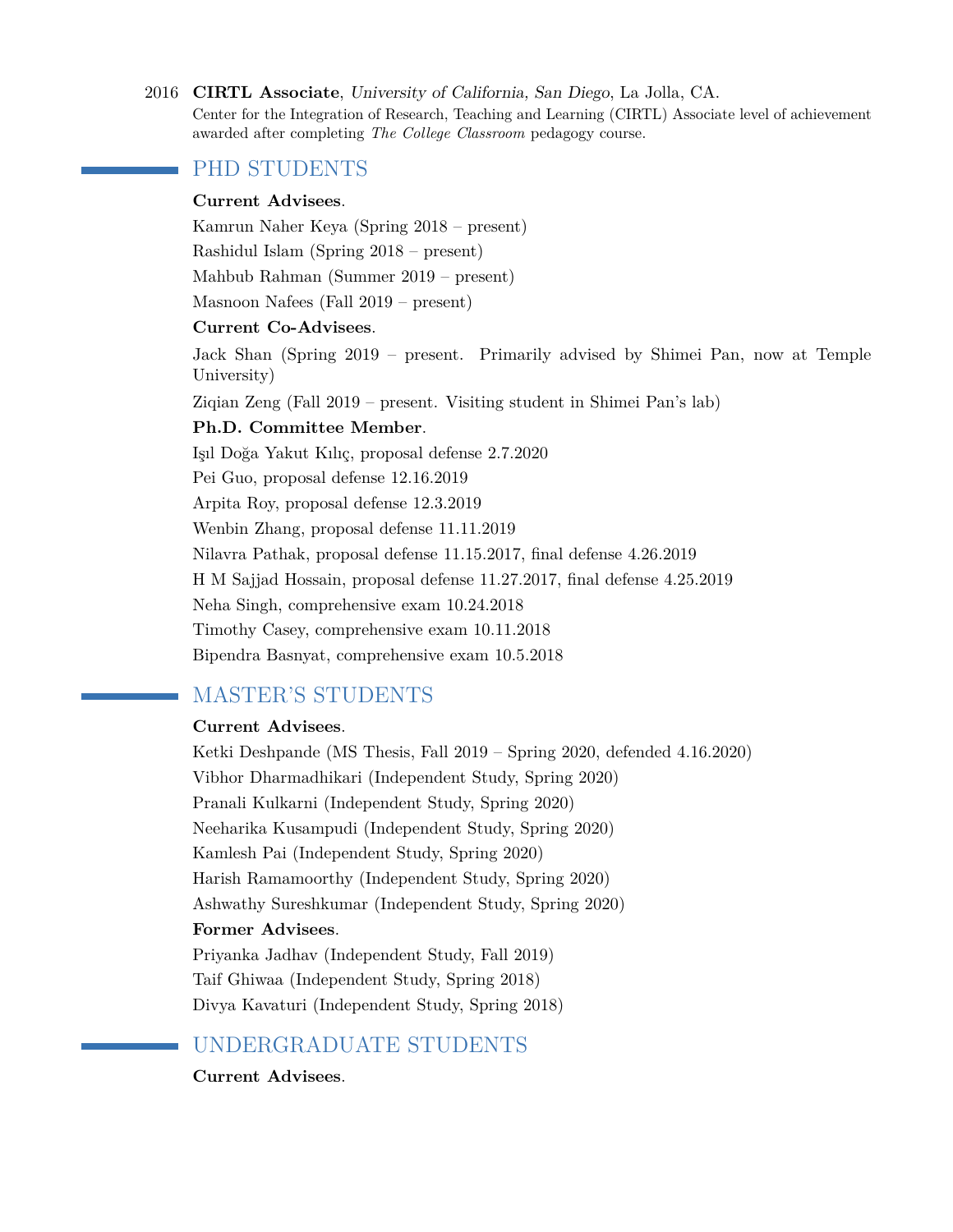2016 **CIRTL Associate**, *University of California, San Diego*, La Jolla, CA.
Center for the Integration of Research, Teaching and Learning (CIRTL) Associate level of achievement awarded after completing *The College Classroom* pedagogy course.

## PHD STUDENTS

**Current Advisees**.

Kamrun Naher Keya (Spring 2018 – present)

Rashidul Islam (Spring 2018 – present)

Mahbub Rahman (Summer 2019 – present)

Masnoon Nafees (Fall 2019 – present)

**Current Co-Advisees**.

Jack Shan (Spring 2019 – present. Primarily advised by Shimei Pan, now at Temple University)

Ziqian Zeng (Fall 2019 – present. Visiting student in Shimei Pan's lab)

**Ph.D. Committee Member**.

Işıl Doğa Yakut Kılıç, proposal defense 2.7.2020

Pei Guo, proposal defense 12.16.2019

Arpita Roy, proposal defense 12.3.2019

Wenbin Zhang, proposal defense 11.11.2019

Nilavra Pathak, proposal defense 11.15.2017, final defense 4.26.2019

H M Sajjad Hossain, proposal defense 11.27.2017, final defense 4.25.2019

Neha Singh, comprehensive exam 10.24.2018

Timothy Casey, comprehensive exam 10.11.2018

Bipendra Basnyat, comprehensive exam 10.5.2018

## MASTER'S STUDENTS

**Current Advisees**.

Ketki Deshpande (MS Thesis, Fall 2019 – Spring 2020, defended 4.16.2020)

Vibhor Dharmadhikari (Independent Study, Spring 2020)

Pranali Kulkarni (Independent Study, Spring 2020)

Neeharika Kusampudi (Independent Study, Spring 2020)

Kamlesh Pai (Independent Study, Spring 2020)

Harish Ramamoorthy (Independent Study, Spring 2020)

Ashwathy Sureshkumar (Independent Study, Spring 2020)

**Former Advisees**.

Priyanka Jadhav (Independent Study, Fall 2019)

Taif Ghiwaa (Independent Study, Spring 2018)

Divya Kavaturi (Independent Study, Spring 2018)

## UNDERGRADUATE STUDENTS

**Current Advisees**.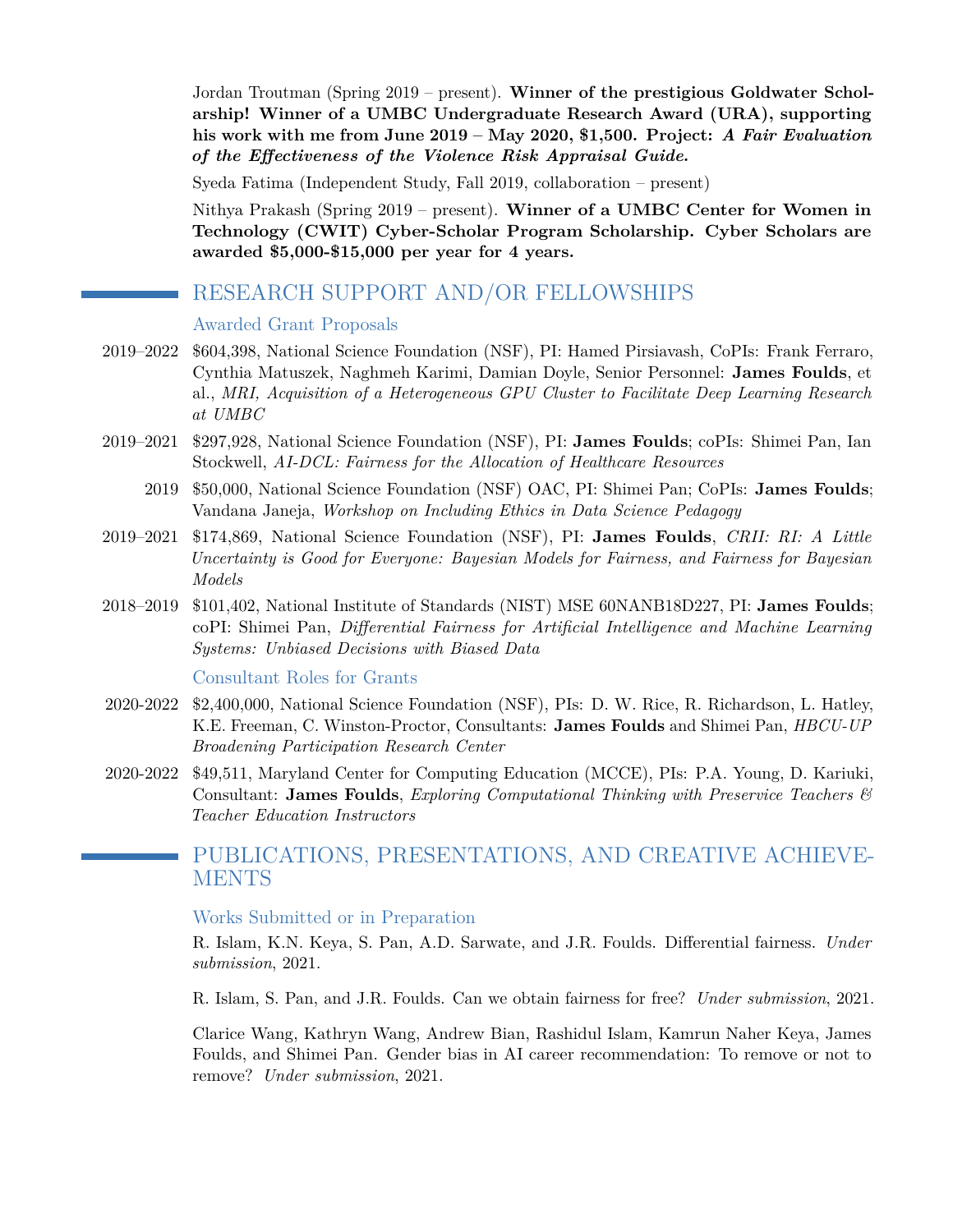Jordan Troutman (Spring 2019 – present). **Winner of the prestigious Goldwater Scholarship! Winner of a UMBC Undergraduate Research Award (URA), supporting his work with me from June 2019 – May 2020, $1,500. Project: *A Fair Evaluation of the Effectiveness of the Violence Risk Appraisal Guide.***

Syeda Fatima (Independent Study, Fall 2019, collaboration – present)

Nithya Prakash (Spring 2019 – present). **Winner of a UMBC Center for Women in Technology (CWIT) Cyber-Scholar Program Scholarship. Cyber Scholars are awarded $5,000-$15,000 per year for 4 years.**

## RESEARCH SUPPORT AND/OR FELLOWSHIPS

### Awarded Grant Proposals

2019–2022 $604,398, National Science Foundation (NSF), PI: Hamed Pirsiavash, CoPIs: Frank Ferraro, Cynthia Matuszek, Naghmeh Karimi, Damian Doyle, Senior Personnel: **James Foulds**, et al., *MRI, Acquisition of a Heterogeneous GPU Cluster to Facilitate Deep Learning Research at UMBC*

2019–2021 $297,928, National Science Foundation (NSF), PI: **James Foulds**; coPIs: Shimei Pan, Ian Stockwell, *AI-DCL: Fairness for the Allocation of Healthcare Resources*

2019 $50,000, National Science Foundation (NSF) OAC, PI: Shimei Pan; CoPIs: **James Foulds**; Vandana Janeja, *Workshop on Including Ethics in Data Science Pedagogy*

2019–2021 $174,869, National Science Foundation (NSF), PI: **James Foulds**, *CRII: RI: A Little Uncertainty is Good for Everyone: Bayesian Models for Fairness, and Fairness for Bayesian Models*

2018–2019 $101,402, National Institute of Standards (NIST) MSE 60NANB18D227, PI: **James Foulds**; coPI: Shimei Pan, *Differential Fairness for Artificial Intelligence and Machine Learning Systems: Unbiased Decisions with Biased Data*

### Consultant Roles for Grants

2020-2022 $2,400,000, National Science Foundation (NSF), PIs: D. W. Rice, R. Richardson, L. Hatley, K.E. Freeman, C. Winston-Proctor, Consultants: **James Foulds** and Shimei Pan, *HBCU-UP Broadening Participation Research Center*

2020-2022 $49,511, Maryland Center for Computing Education (MCCE), PIs: P.A. Young, D. Kariuki, Consultant: **James Foulds**, *Exploring Computational Thinking with Preservice Teachers & Teacher Education Instructors*

## PUBLICATIONS, PRESENTATIONS, AND CREATIVE ACHIEVEMENTS

### Works Submitted or in Preparation

R. Islam, K.N. Keya, S. Pan, A.D. Sarwate, and J.R. Foulds. Differential fairness. *Under submission*, 2021.

R. Islam, S. Pan, and J.R. Foulds. Can we obtain fairness for free? *Under submission*, 2021.

Clarice Wang, Kathryn Wang, Andrew Bian, Rashidul Islam, Kamrun Naher Keya, James Foulds, and Shimei Pan. Gender bias in AI career recommendation: To remove or not to remove? *Under submission*, 2021.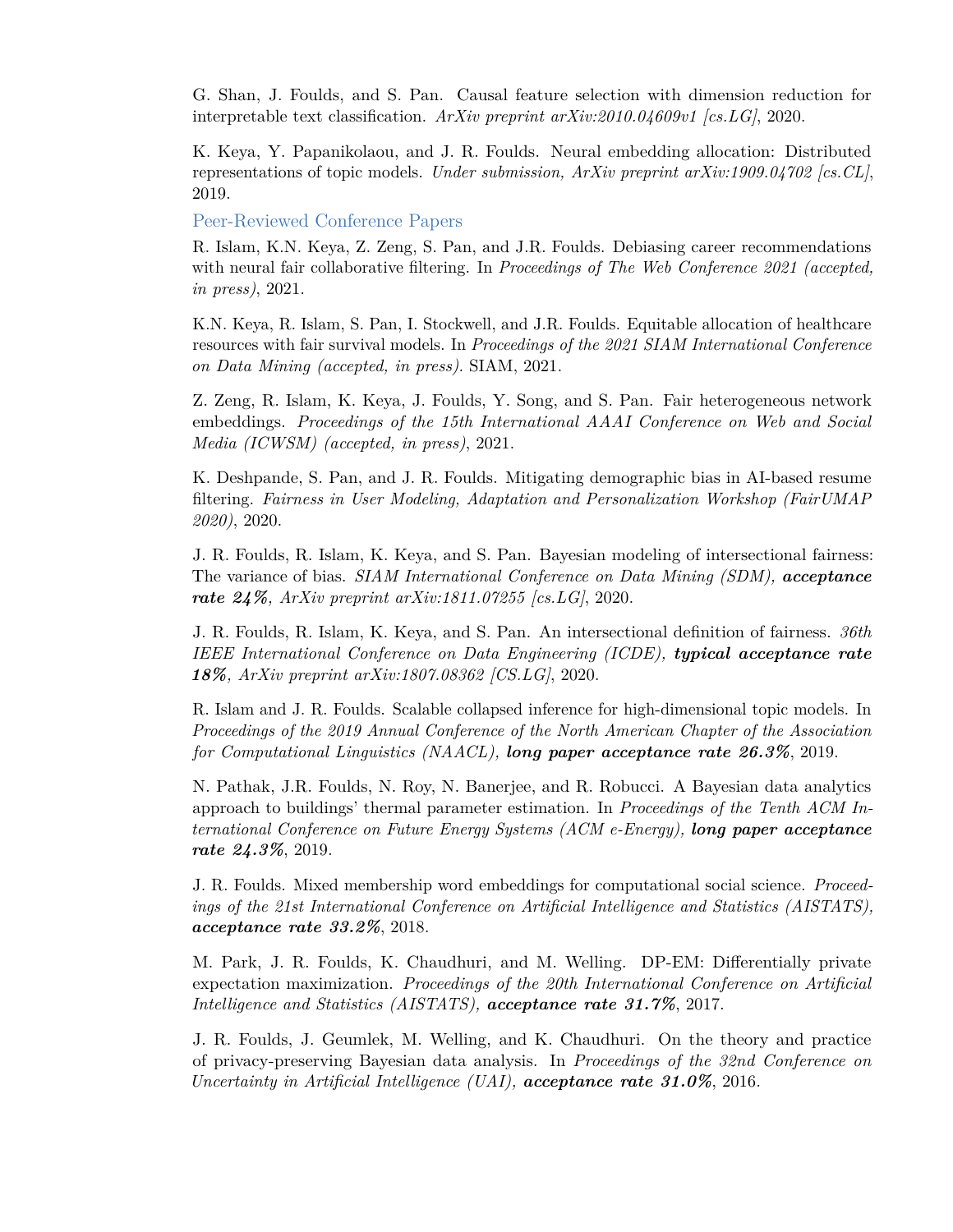G. Shan, J. Foulds, and S. Pan. Causal feature selection with dimension reduction for interpretable text classification. *ArXiv preprint arXiv:2010.04609v1 [cs.LG]*, 2020.

K. Keya, Y. Papanikolaou, and J. R. Foulds. Neural embedding allocation: Distributed representations of topic models. *Under submission, ArXiv preprint arXiv:1909.04702 [cs.CL]*, 2019.

### Peer-Reviewed Conference Papers

R. Islam, K.N. Keya, Z. Zeng, S. Pan, and J.R. Foulds. Debiasing career recommendations with neural fair collaborative filtering. In *Proceedings of The Web Conference 2021 (accepted, in press)*, 2021.

K.N. Keya, R. Islam, S. Pan, I. Stockwell, and J.R. Foulds. Equitable allocation of healthcare resources with fair survival models. In *Proceedings of the 2021 SIAM International Conference on Data Mining (accepted, in press)*. SIAM, 2021.

Z. Zeng, R. Islam, K. Keya, J. Foulds, Y. Song, and S. Pan. Fair heterogeneous network embeddings. *Proceedings of the 15th International AAAI Conference on Web and Social Media (ICWSM) (accepted, in press)*, 2021.

K. Deshpande, S. Pan, and J. R. Foulds. Mitigating demographic bias in AI-based resume filtering. *Fairness in User Modeling, Adaptation and Personalization Workshop (FairUMAP 2020)*, 2020.

J. R. Foulds, R. Islam, K. Keya, and S. Pan. Bayesian modeling of intersectional fairness: The variance of bias. *SIAM International Conference on Data Mining (SDM), **acceptance rate 24%**, ArXiv preprint arXiv:1811.07255 [cs.LG]*, 2020.

J. R. Foulds, R. Islam, K. Keya, and S. Pan. An intersectional definition of fairness. *36th IEEE International Conference on Data Engineering (ICDE), **typical acceptance rate 18%**, ArXiv preprint arXiv:1807.08362 [CS.LG]*, 2020.

R. Islam and J. R. Foulds. Scalable collapsed inference for high-dimensional topic models. In *Proceedings of the 2019 Annual Conference of the North American Chapter of the Association for Computational Linguistics (NAACL), **long paper acceptance rate 26.3%***, 2019.

N. Pathak, J.R. Foulds, N. Roy, N. Banerjee, and R. Robucci. A Bayesian data analytics approach to buildings' thermal parameter estimation. In *Proceedings of the Tenth ACM International Conference on Future Energy Systems (ACM e-Energy), **long paper acceptance rate 24.3%***, 2019.

J. R. Foulds. Mixed membership word embeddings for computational social science. *Proceedings of the 21st International Conference on Artificial Intelligence and Statistics (AISTATS), **acceptance rate 33.2%***, 2018.

M. Park, J. R. Foulds, K. Chaudhuri, and M. Welling. DP-EM: Differentially private expectation maximization. *Proceedings of the 20th International Conference on Artificial Intelligence and Statistics (AISTATS), **acceptance rate 31.7%***, 2017.

J. R. Foulds, J. Geumlek, M. Welling, and K. Chaudhuri. On the theory and practice of privacy-preserving Bayesian data analysis. In *Proceedings of the 32nd Conference on Uncertainty in Artificial Intelligence (UAI), **acceptance rate 31.0%***, 2016.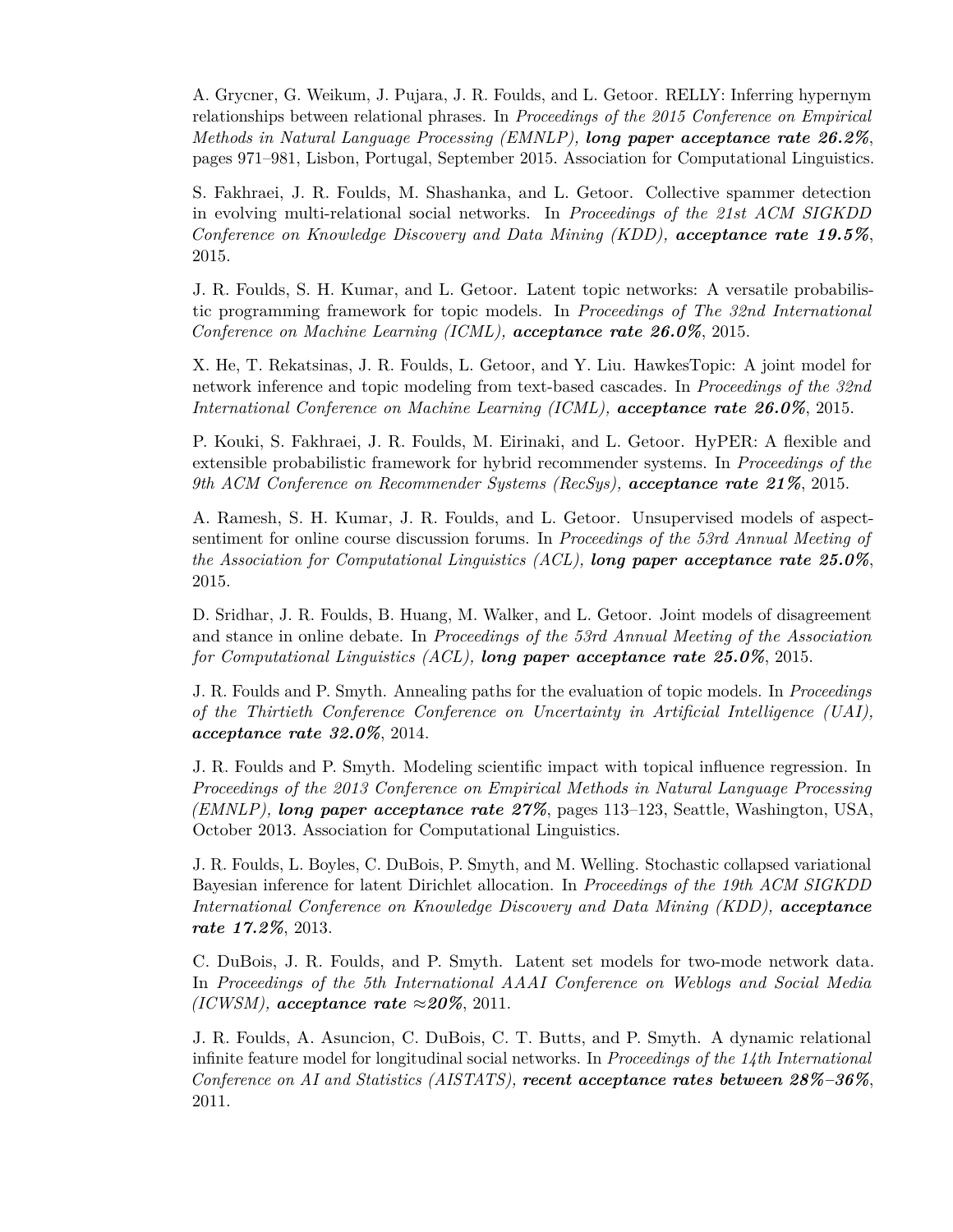A. Grycner, G. Weikum, J. Pujara, J. R. Foulds, and L. Getoor. RELLY: Inferring hypernym relationships between relational phrases. In *Proceedings of the 2015 Conference on Empirical Methods in Natural Language Processing (EMNLP),* ***long paper acceptance rate 26.2%***, pages 971–981, Lisbon, Portugal, September 2015. Association for Computational Linguistics.

S. Fakhraei, J. R. Foulds, M. Shashanka, and L. Getoor. Collective spammer detection in evolving multi-relational social networks. In *Proceedings of the 21st ACM SIGKDD Conference on Knowledge Discovery and Data Mining (KDD),* ***acceptance rate 19.5%***, 2015.

J. R. Foulds, S. H. Kumar, and L. Getoor. Latent topic networks: A versatile probabilistic programming framework for topic models. In *Proceedings of The 32nd International Conference on Machine Learning (ICML),* ***acceptance rate 26.0%***, 2015.

X. He, T. Rekatsinas, J. R. Foulds, L. Getoor, and Y. Liu. HawkesTopic: A joint model for network inference and topic modeling from text-based cascades. In *Proceedings of the 32nd International Conference on Machine Learning (ICML),* ***acceptance rate 26.0%***, 2015.

P. Kouki, S. Fakhraei, J. R. Foulds, M. Eirinaki, and L. Getoor. HyPER: A flexible and extensible probabilistic framework for hybrid recommender systems. In *Proceedings of the 9th ACM Conference on Recommender Systems (RecSys),* ***acceptance rate 21%***, 2015.

A. Ramesh, S. H. Kumar, J. R. Foulds, and L. Getoor. Unsupervised models of aspect-sentiment for online course discussion forums. In *Proceedings of the 53rd Annual Meeting of the Association for Computational Linguistics (ACL),* ***long paper acceptance rate 25.0%***, 2015.

D. Sridhar, J. R. Foulds, B. Huang, M. Walker, and L. Getoor. Joint models of disagreement and stance in online debate. In *Proceedings of the 53rd Annual Meeting of the Association for Computational Linguistics (ACL),* ***long paper acceptance rate 25.0%***, 2015.

J. R. Foulds and P. Smyth. Annealing paths for the evaluation of topic models. In *Proceedings of the Thirtieth Conference Conference on Uncertainty in Artificial Intelligence (UAI),* ***acceptance rate 32.0%***, 2014.

J. R. Foulds and P. Smyth. Modeling scientific impact with topical influence regression. In *Proceedings of the 2013 Conference on Empirical Methods in Natural Language Processing (EMNLP),* ***long paper acceptance rate 27%***, pages 113–123, Seattle, Washington, USA, October 2013. Association for Computational Linguistics.

J. R. Foulds, L. Boyles, C. DuBois, P. Smyth, and M. Welling. Stochastic collapsed variational Bayesian inference for latent Dirichlet allocation. In *Proceedings of the 19th ACM SIGKDD International Conference on Knowledge Discovery and Data Mining (KDD),* ***acceptance rate 17.2%***, 2013.

C. DuBois, J. R. Foulds, and P. Smyth. Latent set models for two-mode network data. In *Proceedings of the 5th International AAAI Conference on Weblogs and Social Media (ICWSM),* ***acceptance rate ≈20%***, 2011.

J. R. Foulds, A. Asuncion, C. DuBois, C. T. Butts, and P. Smyth. A dynamic relational infinite feature model for longitudinal social networks. In *Proceedings of the 14th International Conference on AI and Statistics (AISTATS),* ***recent acceptance rates between 28%–36%***, 2011.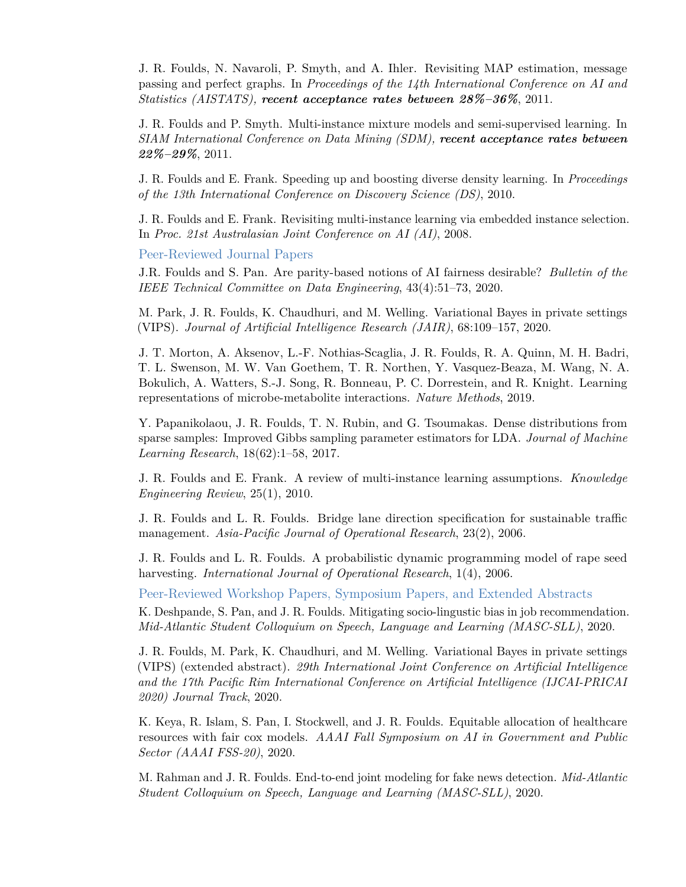J. R. Foulds, N. Navaroli, P. Smyth, and A. Ihler. Revisiting MAP estimation, message passing and perfect graphs. In *Proceedings of the 14th International Conference on AI and Statistics (AISTATS),* ***recent acceptance rates between 28%–36%***, 2011.

J. R. Foulds and P. Smyth. Multi-instance mixture models and semi-supervised learning. In *SIAM International Conference on Data Mining (SDM),* ***recent acceptance rates between 22%–29%***, 2011.

J. R. Foulds and E. Frank. Speeding up and boosting diverse density learning. In *Proceedings of the 13th International Conference on Discovery Science (DS)*, 2010.

J. R. Foulds and E. Frank. Revisiting multi-instance learning via embedded instance selection. In *Proc. 21st Australasian Joint Conference on AI (AI)*, 2008.

## Peer-Reviewed Journal Papers

J.R. Foulds and S. Pan. Are parity-based notions of AI fairness desirable? *Bulletin of the IEEE Technical Committee on Data Engineering*, 43(4):51–73, 2020.

M. Park, J. R. Foulds, K. Chaudhuri, and M. Welling. Variational Bayes in private settings (VIPS). *Journal of Artificial Intelligence Research (JAIR)*, 68:109–157, 2020.

J. T. Morton, A. Aksenov, L.-F. Nothias-Scaglia, J. R. Foulds, R. A. Quinn, M. H. Badri, T. L. Swenson, M. W. Van Goethem, T. R. Northen, Y. Vasquez-Beaza, M. Wang, N. A. Bokulich, A. Watters, S.-J. Song, R. Bonneau, P. C. Dorrestein, and R. Knight. Learning representations of microbe-metabolite interactions. *Nature Methods*, 2019.

Y. Papanikolaou, J. R. Foulds, T. N. Rubin, and G. Tsoumakas. Dense distributions from sparse samples: Improved Gibbs sampling parameter estimators for LDA. *Journal of Machine Learning Research*, 18(62):1–58, 2017.

J. R. Foulds and E. Frank. A review of multi-instance learning assumptions. *Knowledge Engineering Review*, 25(1), 2010.

J. R. Foulds and L. R. Foulds. Bridge lane direction specification for sustainable traffic management. *Asia-Pacific Journal of Operational Research*, 23(2), 2006.

J. R. Foulds and L. R. Foulds. A probabilistic dynamic programming model of rape seed harvesting. *International Journal of Operational Research*, 1(4), 2006.

## Peer-Reviewed Workshop Papers, Symposium Papers, and Extended Abstracts

K. Deshpande, S. Pan, and J. R. Foulds. Mitigating socio-lingustic bias in job recommendation. *Mid-Atlantic Student Colloquium on Speech, Language and Learning (MASC-SLL)*, 2020.

J. R. Foulds, M. Park, K. Chaudhuri, and M. Welling. Variational Bayes in private settings (VIPS) (extended abstract). *29th International Joint Conference on Artificial Intelligence and the 17th Pacific Rim International Conference on Artificial Intelligence (IJCAI-PRICAI 2020) Journal Track*, 2020.

K. Keya, R. Islam, S. Pan, I. Stockwell, and J. R. Foulds. Equitable allocation of healthcare resources with fair cox models. *AAAI Fall Symposium on AI in Government and Public Sector (AAAI FSS-20)*, 2020.

M. Rahman and J. R. Foulds. End-to-end joint modeling for fake news detection. *Mid-Atlantic Student Colloquium on Speech, Language and Learning (MASC-SLL)*, 2020.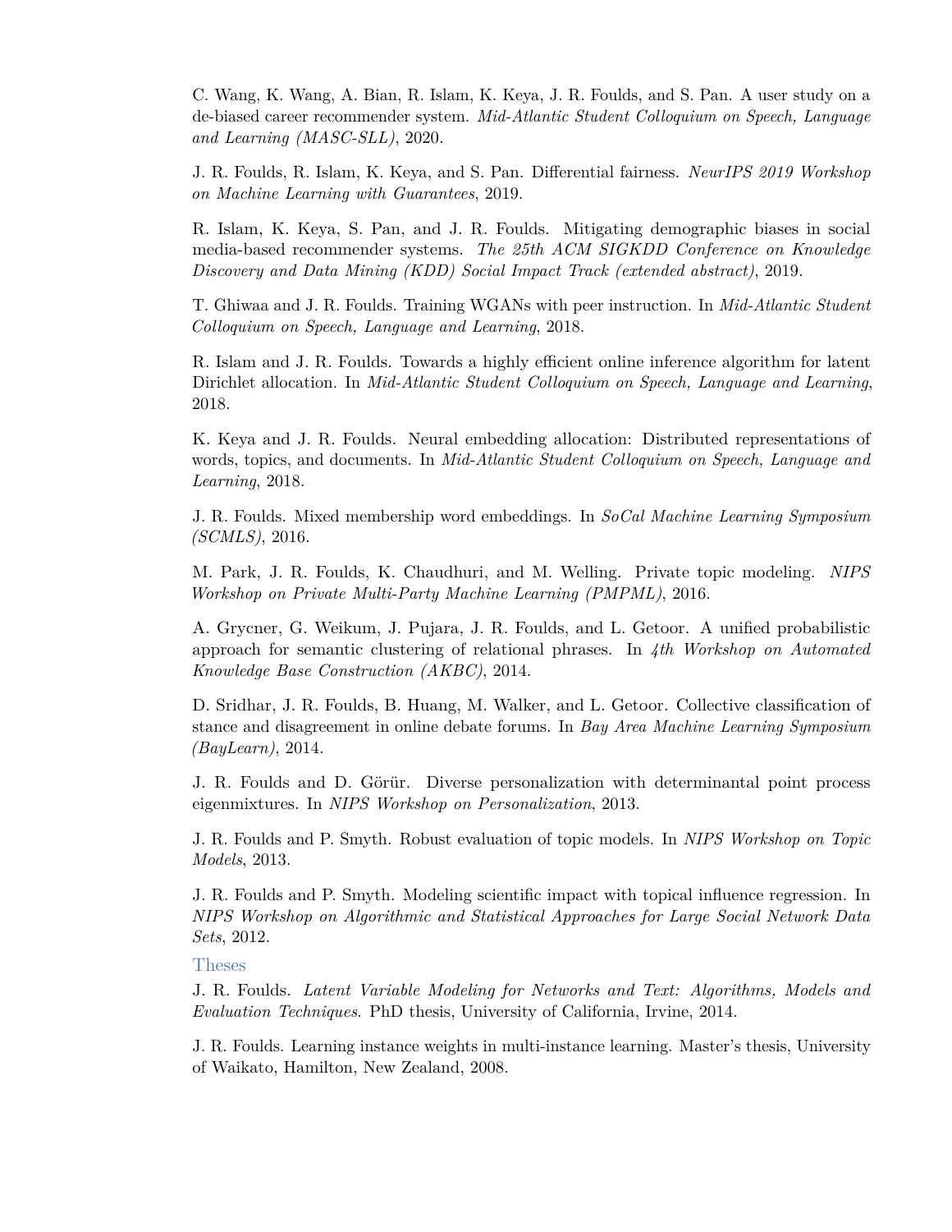C. Wang, K. Wang, A. Bian, R. Islam, K. Keya, J. R. Foulds, and S. Pan. A user study on a de-biased career recommender system. *Mid-Atlantic Student Colloquium on Speech, Language and Learning (MASC-SLL)*, 2020.

J. R. Foulds, R. Islam, K. Keya, and S. Pan. Differential fairness. *NeurIPS 2019 Workshop on Machine Learning with Guarantees*, 2019.

R. Islam, K. Keya, S. Pan, and J. R. Foulds. Mitigating demographic biases in social media-based recommender systems. *The 25th ACM SIGKDD Conference on Knowledge Discovery and Data Mining (KDD) Social Impact Track (extended abstract)*, 2019.

T. Ghiwaa and J. R. Foulds. Training WGANs with peer instruction. In *Mid-Atlantic Student Colloquium on Speech, Language and Learning*, 2018.

R. Islam and J. R. Foulds. Towards a highly efficient online inference algorithm for latent Dirichlet allocation. In *Mid-Atlantic Student Colloquium on Speech, Language and Learning*, 2018.

K. Keya and J. R. Foulds. Neural embedding allocation: Distributed representations of words, topics, and documents. In *Mid-Atlantic Student Colloquium on Speech, Language and Learning*, 2018.

J. R. Foulds. Mixed membership word embeddings. In *SoCal Machine Learning Symposium (SCMLS)*, 2016.

M. Park, J. R. Foulds, K. Chaudhuri, and M. Welling. Private topic modeling. *NIPS Workshop on Private Multi-Party Machine Learning (PMPML)*, 2016.

A. Grycner, G. Weikum, J. Pujara, J. R. Foulds, and L. Getoor. A unified probabilistic approach for semantic clustering of relational phrases. In *4th Workshop on Automated Knowledge Base Construction (AKBC)*, 2014.

D. Sridhar, J. R. Foulds, B. Huang, M. Walker, and L. Getoor. Collective classification of stance and disagreement in online debate forums. In *Bay Area Machine Learning Symposium (BayLearn)*, 2014.

J. R. Foulds and D. Görür. Diverse personalization with determinantal point process eigenmixtures. In *NIPS Workshop on Personalization*, 2013.

J. R. Foulds and P. Smyth. Robust evaluation of topic models. In *NIPS Workshop on Topic Models*, 2013.

J. R. Foulds and P. Smyth. Modeling scientific impact with topical influence regression. In *NIPS Workshop on Algorithmic and Statistical Approaches for Large Social Network Data Sets*, 2012.

### Theses

J. R. Foulds. *Latent Variable Modeling for Networks and Text: Algorithms, Models and Evaluation Techniques*. PhD thesis, University of California, Irvine, 2014.

J. R. Foulds. Learning instance weights in multi-instance learning. Master's thesis, University of Waikato, Hamilton, New Zealand, 2008.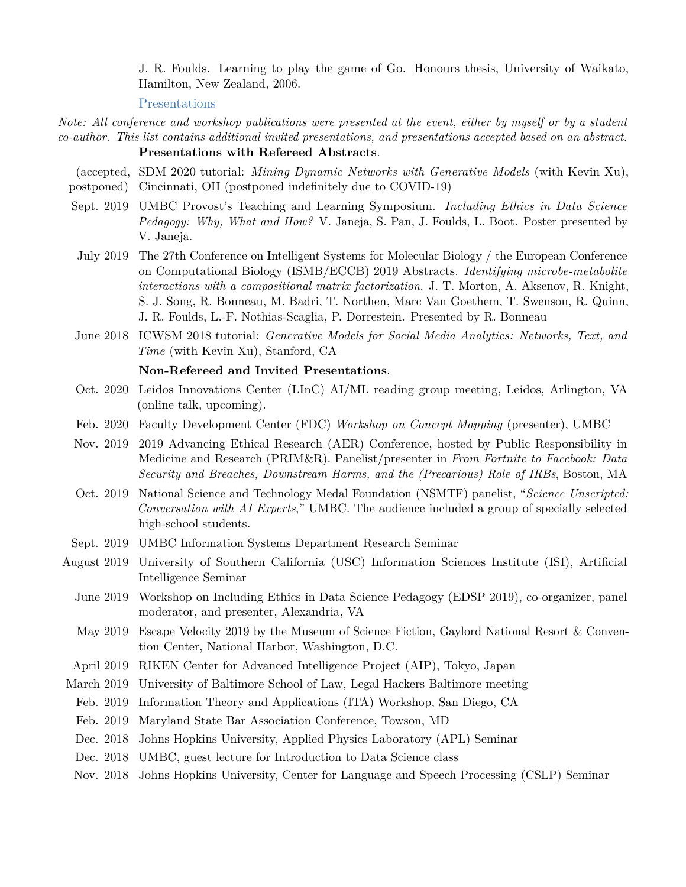J. R. Foulds. Learning to play the game of Go. Honours thesis, University of Waikato, Hamilton, New Zealand, 2006.

## Presentations

*Note: All conference and workshop publications were presented at the event, either by myself or by a student co-author. This list contains additional invited presentations, and presentations accepted based on an abstract.*

### **Presentations with Refereed Abstracts**.

- (accepted, postponed) SDM 2020 tutorial: *Mining Dynamic Networks with Generative Models* (with Kevin Xu), Cincinnati, OH (postponed indefinitely due to COVID-19)
- Sept. 2019 UMBC Provost's Teaching and Learning Symposium. *Including Ethics in Data Science Pedagogy: Why, What and How?* V. Janeja, S. Pan, J. Foulds, L. Boot. Poster presented by V. Janeja.
- July 2019 The 27th Conference on Intelligent Systems for Molecular Biology / the European Conference on Computational Biology (ISMB/ECCB) 2019 Abstracts. *Identifying microbe-metabolite interactions with a compositional matrix factorization*. J. T. Morton, A. Aksenov, R. Knight, S. J. Song, R. Bonneau, M. Badri, T. Northen, Marc Van Goethem, T. Swenson, R. Quinn, J. R. Foulds, L.-F. Nothias-Scaglia, P. Dorrestein. Presented by R. Bonneau
- June 2018 ICWSM 2018 tutorial: *Generative Models for Social Media Analytics: Networks, Text, and Time* (with Kevin Xu), Stanford, CA

### **Non-Refereed and Invited Presentations**.

- Oct. 2020 Leidos Innovations Center (LInC) AI/ML reading group meeting, Leidos, Arlington, VA (online talk, upcoming).
- Feb. 2020 Faculty Development Center (FDC) *Workshop on Concept Mapping* (presenter), UMBC
- Nov. 2019 2019 Advancing Ethical Research (AER) Conference, hosted by Public Responsibility in Medicine and Research (PRIM&R). Panelist/presenter in *From Fortnite to Facebook: Data Security and Breaches, Downstream Harms, and the (Precarious) Role of IRBs*, Boston, MA
- Oct. 2019 National Science and Technology Medal Foundation (NSMTF) panelist, "*Science Unscripted: Conversation with AI Experts*," UMBC. The audience included a group of specially selected high-school students.
- Sept. 2019 UMBC Information Systems Department Research Seminar
- August 2019 University of Southern California (USC) Information Sciences Institute (ISI), Artificial Intelligence Seminar
- June 2019 Workshop on Including Ethics in Data Science Pedagogy (EDSP 2019), co-organizer, panel moderator, and presenter, Alexandria, VA
- May 2019 Escape Velocity 2019 by the Museum of Science Fiction, Gaylord National Resort & Convention Center, National Harbor, Washington, D.C.
- April 2019 RIKEN Center for Advanced Intelligence Project (AIP), Tokyo, Japan
- March 2019 University of Baltimore School of Law, Legal Hackers Baltimore meeting
- Feb. 2019 Information Theory and Applications (ITA) Workshop, San Diego, CA
- Feb. 2019 Maryland State Bar Association Conference, Towson, MD
- Dec. 2018 Johns Hopkins University, Applied Physics Laboratory (APL) Seminar
- Dec. 2018 UMBC, guest lecture for Introduction to Data Science class
- Nov. 2018 Johns Hopkins University, Center for Language and Speech Processing (CSLP) Seminar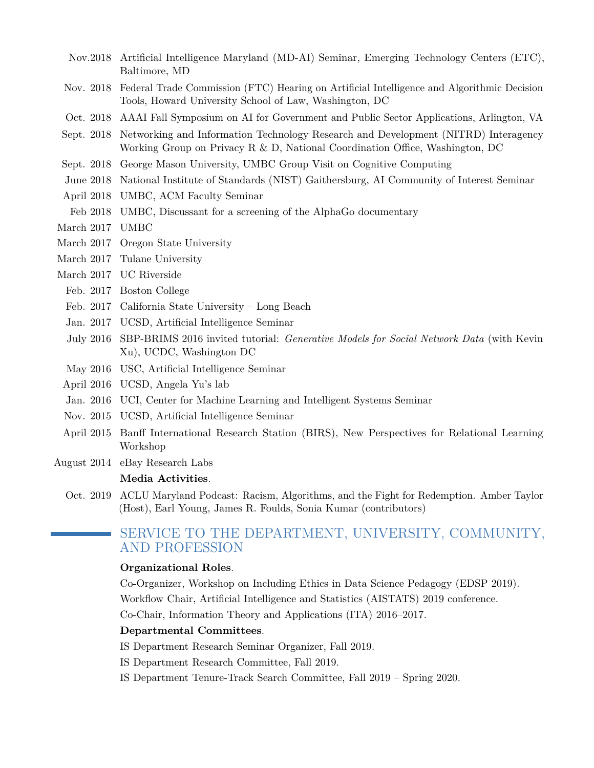Nov.2018 Artificial Intelligence Maryland (MD-AI) Seminar, Emerging Technology Centers (ETC), Baltimore, MD

Nov. 2018 Federal Trade Commission (FTC) Hearing on Artificial Intelligence and Algorithmic Decision Tools, Howard University School of Law, Washington, DC

Oct. 2018 AAAI Fall Symposium on AI for Government and Public Sector Applications, Arlington, VA

Sept. 2018 Networking and Information Technology Research and Development (NITRD) Interagency Working Group on Privacy R & D, National Coordination Office, Washington, DC

Sept. 2018 George Mason University, UMBC Group Visit on Cognitive Computing

June 2018 National Institute of Standards (NIST) Gaithersburg, AI Community of Interest Seminar

April 2018 UMBC, ACM Faculty Seminar

Feb 2018 UMBC, Discussant for a screening of the AlphaGo documentary

March 2017 UMBC

March 2017 Oregon State University

March 2017 Tulane University

March 2017 UC Riverside

Feb. 2017 Boston College

Feb. 2017 California State University – Long Beach

Jan. 2017 UCSD, Artificial Intelligence Seminar

July 2016 SBP-BRIMS 2016 invited tutorial: *Generative Models for Social Network Data* (with Kevin Xu), UCDC, Washington DC

May 2016 USC, Artificial Intelligence Seminar

April 2016 UCSD, Angela Yu's lab

Jan. 2016 UCI, Center for Machine Learning and Intelligent Systems Seminar

Nov. 2015 UCSD, Artificial Intelligence Seminar

April 2015 Banff International Research Station (BIRS), New Perspectives for Relational Learning Workshop

August 2014 eBay Research Labs

**Media Activities**.

Oct. 2019 ACLU Maryland Podcast: Racism, Algorithms, and the Fight for Redemption. Amber Taylor (Host), Earl Young, James R. Foulds, Sonia Kumar (contributors)

## SERVICE TO THE DEPARTMENT, UNIVERSITY, COMMUNITY, AND PROFESSION

**Organizational Roles**.

Co-Organizer, Workshop on Including Ethics in Data Science Pedagogy (EDSP 2019).

Workflow Chair, Artificial Intelligence and Statistics (AISTATS) 2019 conference.

Co-Chair, Information Theory and Applications (ITA) 2016–2017.

**Departmental Committees**.

IS Department Research Seminar Organizer, Fall 2019.

IS Department Research Committee, Fall 2019.

IS Department Tenure-Track Search Committee, Fall 2019 – Spring 2020.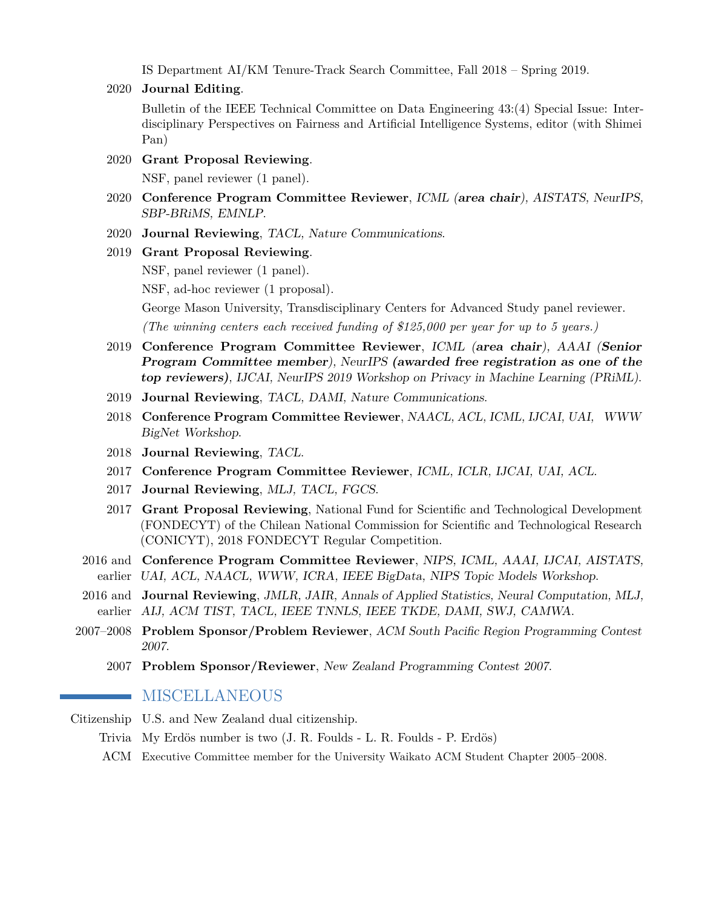IS Department AI/KM Tenure-Track Search Committee, Fall 2018 – Spring 2019.

2020 **Journal Editing**.

Bulletin of the IEEE Technical Committee on Data Engineering 43:(4) Special Issue: Interdisciplinary Perspectives on Fairness and Artificial Intelligence Systems, editor (with Shimei Pan)

2020 **Grant Proposal Reviewing**.

NSF, panel reviewer (1 panel).

2020 **Conference Program Committee Reviewer**, *ICML (**area chair**), AISTATS, NeurIPS, SBP-BRiMS, EMNLP.*

2020 **Journal Reviewing**, *TACL, Nature Communications*.

2019 **Grant Proposal Reviewing**.

NSF, panel reviewer (1 panel).

NSF, ad-hoc reviewer (1 proposal).

George Mason University, Transdisciplinary Centers for Advanced Study panel reviewer.

*(The winning centers each received funding of $125,000 per year for up to 5 years.)*

2019 **Conference Program Committee Reviewer**, *ICML (**area chair**), AAAI (**Senior Program Committee member**), NeurIPS (**awarded free registration as one of the top reviewers**), IJCAI, NeurIPS 2019 Workshop on Privacy in Machine Learning (PRiML).*

2019 **Journal Reviewing**, *TACL, DAMI, Nature Communications*.

2018 **Conference Program Committee Reviewer**, *NAACL, ACL, ICML, IJCAI, UAI, WWW BigNet Workshop*.

2018 **Journal Reviewing**, *TACL*.

2017 **Conference Program Committee Reviewer**, *ICML, ICLR, IJCAI, UAI, ACL*.

2017 **Journal Reviewing**, *MLJ, TACL, FGCS*.

2017 **Grant Proposal Reviewing**, National Fund for Scientific and Technological Development (FONDECYT) of the Chilean National Commission for Scientific and Technological Research (CONICYT), 2018 FONDECYT Regular Competition.

2016 and earlier **Conference Program Committee Reviewer**, *NIPS, ICML, AAAI, IJCAI, AISTATS, UAI, ACL, NAACL, WWW, ICRA, IEEE BigData, NIPS Topic Models Workshop*.

2016 and earlier **Journal Reviewing**, *JMLR, JAIR, Annals of Applied Statistics, Neural Computation, MLJ, AIJ, ACM TIST, TACL, IEEE TNNLS, IEEE TKDE, DAMI, SWJ, CAMWA*.

2007–2008 **Problem Sponsor/Problem Reviewer**, *ACM South Pacific Region Programming Contest 2007*.

2007 **Problem Sponsor/Reviewer**, *New Zealand Programming Contest 2007*.

## MISCELLANEOUS

Citizenship U.S. and New Zealand dual citizenship.

Trivia My Erdös number is two (J. R. Foulds - L. R. Foulds - P. Erdös)

ACM Executive Committee member for the University Waikato ACM Student Chapter 2005–2008.